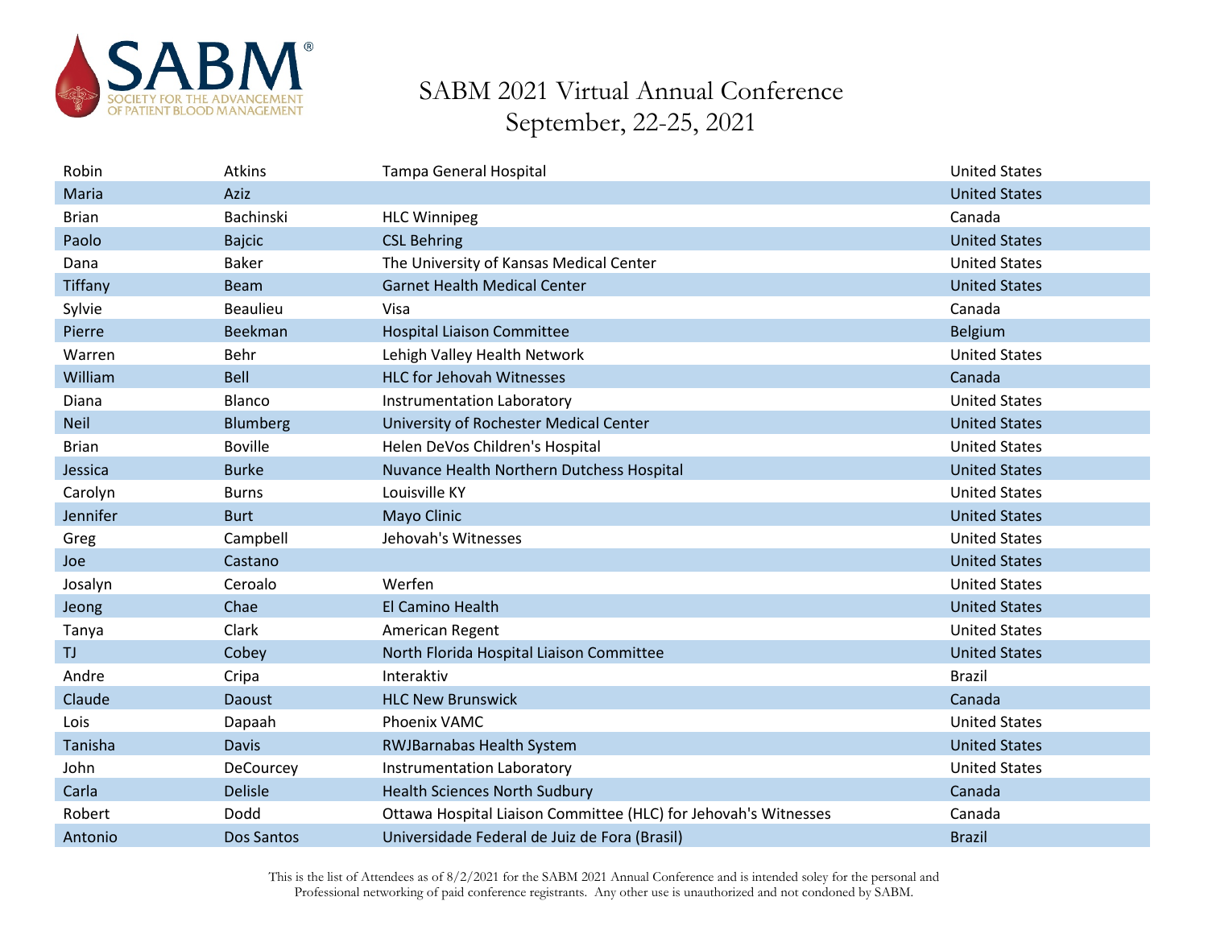# SABM 2021 Virtual Annual Conference

## September, 22-25, 2021

| | | | |
|---|---|---|---|
| Robin | Atkins | Tampa General Hospital | United States |
| Maria | Aziz | | United States |
| Brian | Bachinski | HLC Winnipeg | Canada |
| Paolo | Bajcic | CSL Behring | United States |
| Dana | Baker | The University of Kansas Medical Center | United States |
| Tiffany | Beam | Garnet Health Medical Center | United States |
| Sylvie | Beaulieu | Visa | Canada |
| Pierre | Beekman | Hospital Liaison Committee | Belgium |
| Warren | Behr | Lehigh Valley Health Network | United States |
| William | Bell | HLC for Jehovah Witnesses | Canada |
| Diana | Blanco | Instrumentation Laboratory | United States |
| Neil | Blumberg | University of Rochester Medical Center | United States |
| Brian | Boville | Helen DeVos Children's Hospital | United States |
| Jessica | Burke | Nuvance Health Northern Dutchess Hospital | United States |
| Carolyn | Burns | Louisville KY | United States |
| Jennifer | Burt | Mayo Clinic | United States |
| Greg | Campbell | Jehovah's Witnesses | United States |
| Joe | Castano | | United States |
| Josalyn | Ceroalo | Werfen | United States |
| Jeong | Chae | El Camino Health | United States |
| Tanya | Clark | American Regent | United States |
| TJ | Cobey | North Florida Hospital Liaison Committee | United States |
| Andre | Cripa | Interaktiv | Brazil |
| Claude | Daoust | HLC New Brunswick | Canada |
| Lois | Dapaah | Phoenix VAMC | United States |
| Tanisha | Davis | RWJBarnabas Health System | United States |
| John | DeCourcey | Instrumentation Laboratory | United States |
| Carla | Delisle | Health Sciences North Sudbury | Canada |
| Robert | Dodd | Ottawa Hospital Liaison Committee (HLC) for Jehovah's Witnesses | Canada |
| Antonio | Dos Santos | Universidade Federal de Juiz de Fora (Brasil) | Brazil |

This is the list of Attendees as of 8/2/2021 for the SABM 2021 Annual Conference and is intended soley for the personal and Professional networking of paid conference registrants. Any other use is unauthorized and not condoned by SABM.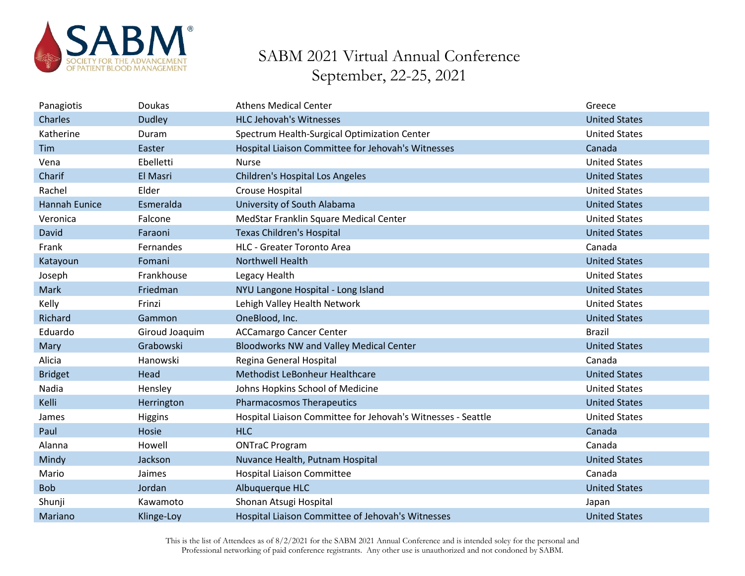# SABM 2021 Virtual Annual Conference
September, 22-25, 2021

| | | | |
|---|---|---|---|
| Panagiotis | Doukas | Athens Medical Center | Greece |
| Charles | Dudley | HLC Jehovah's Witnesses | United States |
| Katherine | Duram | Spectrum Health-Surgical Optimization Center | United States |
| Tim | Easter | Hospital Liaison Committee for Jehovah's Witnesses | Canada |
| Vena | Ebelletti | Nurse | United States |
| Charif | El Masri | Children's Hospital Los Angeles | United States |
| Rachel | Elder | Crouse Hospital | United States |
| Hannah Eunice | Esmeralda | University of South Alabama | United States |
| Veronica | Falcone | MedStar Franklin Square Medical Center | United States |
| David | Faraoni | Texas Children's Hospital | United States |
| Frank | Fernandes | HLC - Greater Toronto Area | Canada |
| Katayoun | Fomani | Northwell Health | United States |
| Joseph | Frankhouse | Legacy Health | United States |
| Mark | Friedman | NYU Langone Hospital - Long Island | United States |
| Kelly | Frinzi | Lehigh Valley Health Network | United States |
| Richard | Gammon | OneBlood, Inc. | United States |
| Eduardo | Giroud Joaquim | ACCamargo Cancer Center | Brazil |
| Mary | Grabowski | Bloodworks NW and Valley Medical Center | United States |
| Alicia | Hanowski | Regina General Hospital | Canada |
| Bridget | Head | Methodist LeBonheur Healthcare | United States |
| Nadia | Hensley | Johns Hopkins School of Medicine | United States |
| Kelli | Herrington | Pharmacosmos Therapeutics | United States |
| James | Higgins | Hospital Liaison Committee for Jehovah's Witnesses - Seattle | United States |
| Paul | Hosie | HLC | Canada |
| Alanna | Howell | ONTraC Program | Canada |
| Mindy | Jackson | Nuvance Health, Putnam Hospital | United States |
| Mario | Jaimes | Hospital Liaison Committee | Canada |
| Bob | Jordan | Albuquerque HLC | United States |
| Shunji | Kawamoto | Shonan Atsugi Hospital | Japan |
| Mariano | Klinge-Loy | Hospital Liaison Committee of Jehovah's Witnesses | United States |

This is the list of Attendees as of 8/2/2021 for the SABM 2021 Annual Conference and is intended soley for the personal and Professional networking of paid conference registrants. Any other use is unauthorized and not condoned by SABM.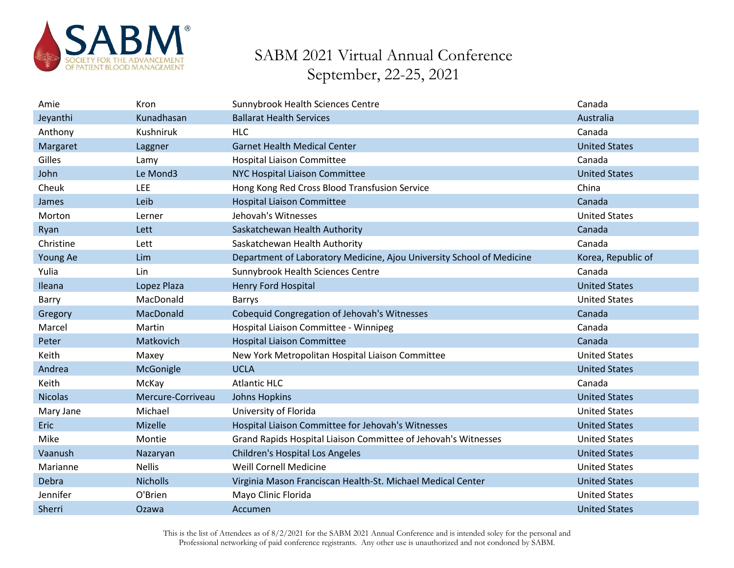# SABM 2021 Virtual Annual Conference
## September, 22-25, 2021

| | | | |
|---|---|---|---|
| Amie | Kron | Sunnybrook Health Sciences Centre | Canada |
| Jeyanthi | Kunadhasan | Ballarat Health Services | Australia |
| Anthony | Kushniruk | HLC | Canada |
| Margaret | Laggner | Garnet Health Medical Center | United States |
| Gilles | Lamy | Hospital Liaison Committee | Canada |
| John | Le Mond3 | NYC Hospital Liaison Committee | United States |
| Cheuk | LEE | Hong Kong Red Cross Blood Transfusion Service | China |
| James | Leib | Hospital Liaison Committee | Canada |
| Morton | Lerner | Jehovah's Witnesses | United States |
| Ryan | Lett | Saskatchewan Health Authority | Canada |
| Christine | Lett | Saskatchewan Health Authority | Canada |
| Young Ae | Lim | Department of Laboratory Medicine, Ajou University School of Medicine | Korea, Republic of |
| Yulia | Lin | Sunnybrook Health Sciences Centre | Canada |
| Ileana | Lopez Plaza | Henry Ford Hospital | United States |
| Barry | MacDonald | Barrys | United States |
| Gregory | MacDonald | Cobequid Congregation of Jehovah's Witnesses | Canada |
| Marcel | Martin | Hospital Liaison Committee - Winnipeg | Canada |
| Peter | Matkovich | Hospital Liaison Committee | Canada |
| Keith | Maxey | New York Metropolitan Hospital Liaison Committee | United States |
| Andrea | McGonigle | UCLA | United States |
| Keith | McKay | Atlantic HLC | Canada |
| Nicolas | Mercure-Corriveau | Johns Hopkins | United States |
| Mary Jane | Michael | University of Florida | United States |
| Eric | Mizelle | Hospital Liaison Committee for Jehovah's Witnesses | United States |
| Mike | Montie | Grand Rapids Hospital Liaison Committee of Jehovah's Witnesses | United States |
| Vaanush | Nazaryan | Children's Hospital Los Angeles | United States |
| Marianne | Nellis | Weill Cornell Medicine | United States |
| Debra | Nicholls | Virginia Mason Franciscan Health-St. Michael Medical Center | United States |
| Jennifer | O'Brien | Mayo Clinic Florida | United States |
| Sherri | Ozawa | Accumen | United States |

This is the list of Attendees as of 8/2/2021 for the SABM 2021 Annual Conference and is intended soley for the personal and Professional networking of paid conference registrants. Any other use is unauthorized and not condoned by SABM.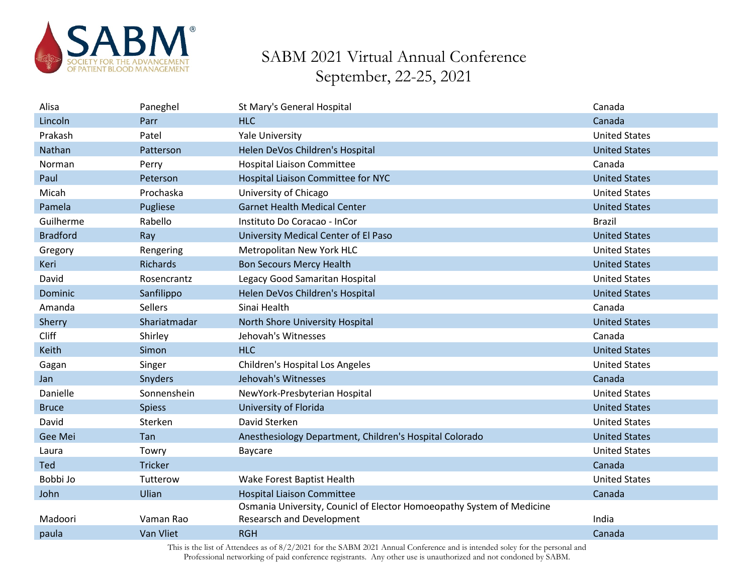SABM 2021 Virtual Annual Conference
September, 22-25, 2021

| | | | |
|---|---|---|---|
| Alisa | Paneghel | St Mary's General Hospital | Canada |
| Lincoln | Parr | HLC | Canada |
| Prakash | Patel | Yale University | United States |
| Nathan | Patterson | Helen DeVos Children's Hospital | United States |
| Norman | Perry | Hospital Liaison Committee | Canada |
| Paul | Peterson | Hospital Liaison Committee for NYC | United States |
| Micah | Prochaska | University of Chicago | United States |
| Pamela | Pugliese | Garnet Health Medical Center | United States |
| Guilherme | Rabello | Instituto Do Coracao - InCor | Brazil |
| Bradford | Ray | University Medical Center of El Paso | United States |
| Gregory | Rengering | Metropolitan New York HLC | United States |
| Keri | Richards | Bon Secours Mercy Health | United States |
| David | Rosencrantz | Legacy Good Samaritan Hospital | United States |
| Dominic | Sanfilippo | Helen DeVos Children's Hospital | United States |
| Amanda | Sellers | Sinai Health | Canada |
| Sherry | Shariatmadar | North Shore University Hospital | United States |
| Cliff | Shirley | Jehovah's Witnesses | Canada |
| Keith | Simon | HLC | United States |
| Gagan | Singer | Children's Hospital Los Angeles | United States |
| Jan | Snyders | Jehovah's Witnesses | Canada |
| Danielle | Sonnenshein | NewYork-Presbyterian Hospital | United States |
| Bruce | Spiess | University of Florida | United States |
| David | Sterken | David Sterken | United States |
| Gee Mei | Tan | Anesthesiology Department, Children's Hospital Colorado | United States |
| Laura | Towry | Baycare | United States |
| Ted | Tricker | | Canada |
| Bobbi Jo | Tutterow | Wake Forest Baptist Health | United States |
| John | Ulian | Hospital Liaison Committee | Canada |
| Madoori | Vaman Rao | Osmania University, Counicl of Elector Homoeopathy System of Medicine Researsch and Development | India |
| paula | Van Vliet | RGH | Canada |

This is the list of Attendees as of 8/2/2021 for the SABM 2021 Annual Conference and is intended soley for the personal and Professional networking of paid conference registrants. Any other use is unauthorized and not condoned by SABM.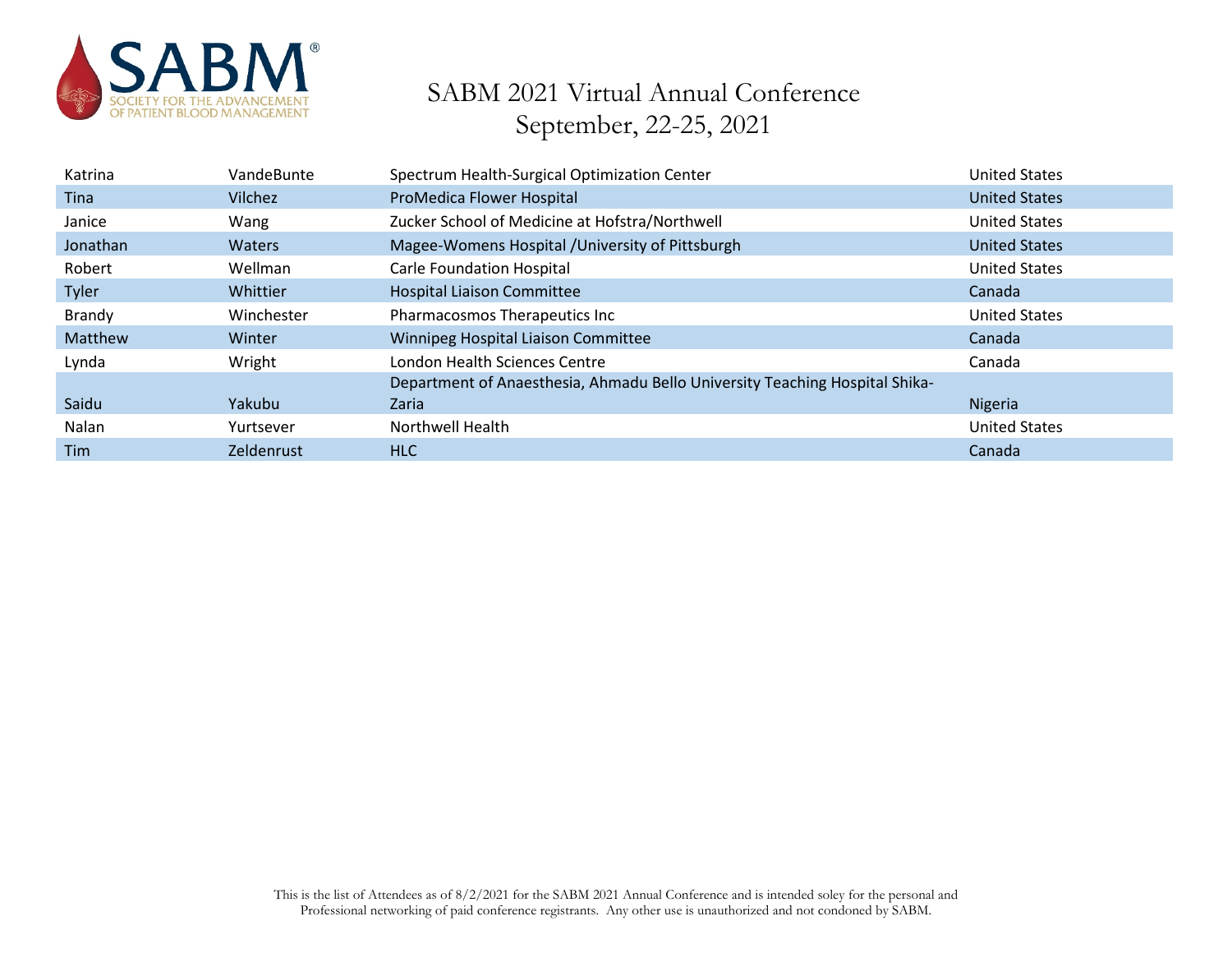| | | | |
|---|---|---|---|
| Katrina | VandeBunte | Spectrum Health-Surgical Optimization Center | United States |
| Tina | Vilchez | ProMedica Flower Hospital | United States |
| Janice | Wang | Zucker School of Medicine at Hofstra/Northwell | United States |
| Jonathan | Waters | Magee-Womens Hospital /University of Pittsburgh | United States |
| Robert | Wellman | Carle Foundation Hospital | United States |
| Tyler | Whittier | Hospital Liaison Committee | Canada |
| Brandy | Winchester | Pharmacosmos Therapeutics Inc | United States |
| Matthew | Winter | Winnipeg Hospital Liaison Committee | Canada |
| Lynda | Wright | London Health Sciences Centre | Canada |
| Saidu | Yakubu | Department of Anaesthesia, Ahmadu Bello University Teaching Hospital Shika-Zaria | Nigeria |
| Nalan | Yurtsever | Northwell Health | United States |
| Tim | Zeldenrust | HLC | Canada |